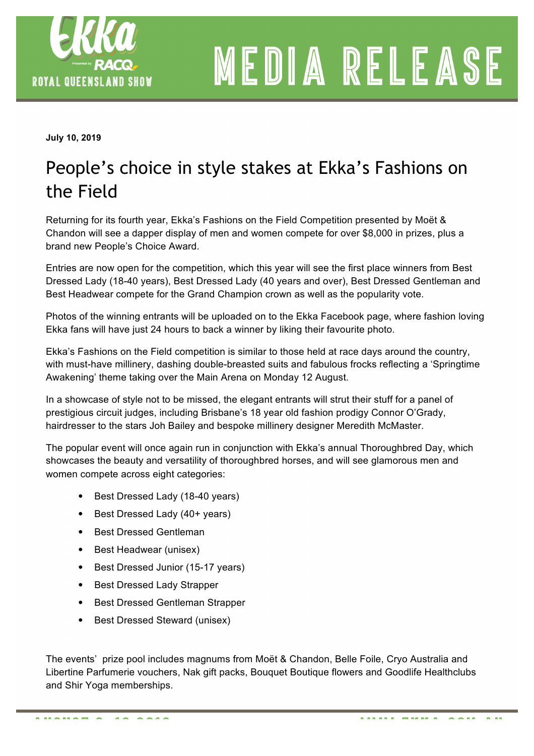July 10, 2019

# People's choice in style stakes at Ekka's Fashions on the Field

Returning for its fourth year, Ekka's Fashions on the Field Competition presented by Moët & Chandon will see a dapper display of men and women compete for over $8,000 in prizes, plus a brand new People's Choice Award.

Entries are now open for the competition, which this year will see the first place winners from Best Dressed Lady (18-40 years), Best Dressed Lady (40 years and over), Best Dressed Gentleman and Best Headwear compete for the Grand Champion crown as well as the popularity vote.

Photos of the winning entrants will be uploaded on to the Ekka Facebook page, where fashion loving Ekka fans will have just 24 hours to back a winner by liking their favourite photo.

Ekka's Fashions on the Field competition is similar to those held at race days around the country, with must-have millinery, dashing double-breasted suits and fabulous frocks reflecting a 'Springtime Awakening' theme taking over the Main Arena on Monday 12 August.

In a showcase of style not to be missed, the elegant entrants will strut their stuff for a panel of prestigious circuit judges, including Brisbane's 18 year old fashion prodigy Connor O'Grady, hairdresser to the stars Joh Bailey and bespoke millinery designer Meredith McMaster.

The popular event will once again run in conjunction with Ekka's annual Thoroughbred Day, which showcases the beauty and versatility of thoroughbred horses, and will see glamorous men and women compete across eight categories:

- Best Dressed Lady (18-40 years)
- Best Dressed Lady (40+ years)
- Best Dressed Gentleman
- Best Headwear (unisex)
- Best Dressed Junior (15-17 years)
- Best Dressed Lady Strapper
- Best Dressed Gentleman Strapper
- Best Dressed Steward (unisex)

The events' prize pool includes magnums from Moët & Chandon, Belle Foile, Cryo Australia and Libertine Parfumerie vouchers, Nak gift packs, Bouquet Boutique flowers and Goodlife Healthclubs and Shir Yoga memberships.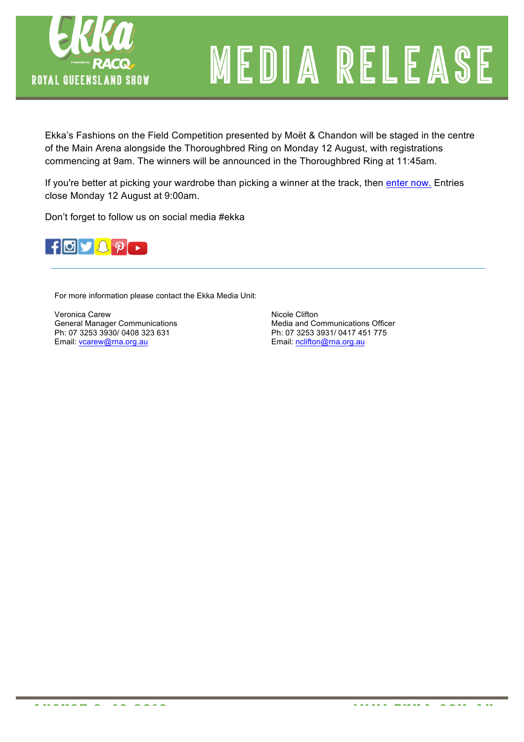Ekka's Fashions on the Field Competition presented by Moët & Chandon will be staged in the centre of the Main Arena alongside the Thoroughbred Ring on Monday 12 August, with registrations commencing at 9am. The winners will be announced in the Thoroughbred Ring at 11:45am.

If you're better at picking your wardrobe than picking a winner at the track, then enter now. Entries close Monday 12 August at 9:00am.

Don't forget to follow us on social media #ekka

---

For more information please contact the Ekka Media Unit:

Veronica Carew
General Manager Communications
Ph: 07 3253 3930/ 0408 323 631
Email: vcarew@rna.org.au

Nicole Clifton
Media and Communications Officer
Ph: 07 3253 3931/ 0417 451 775
Email: nclifton@rna.org.au